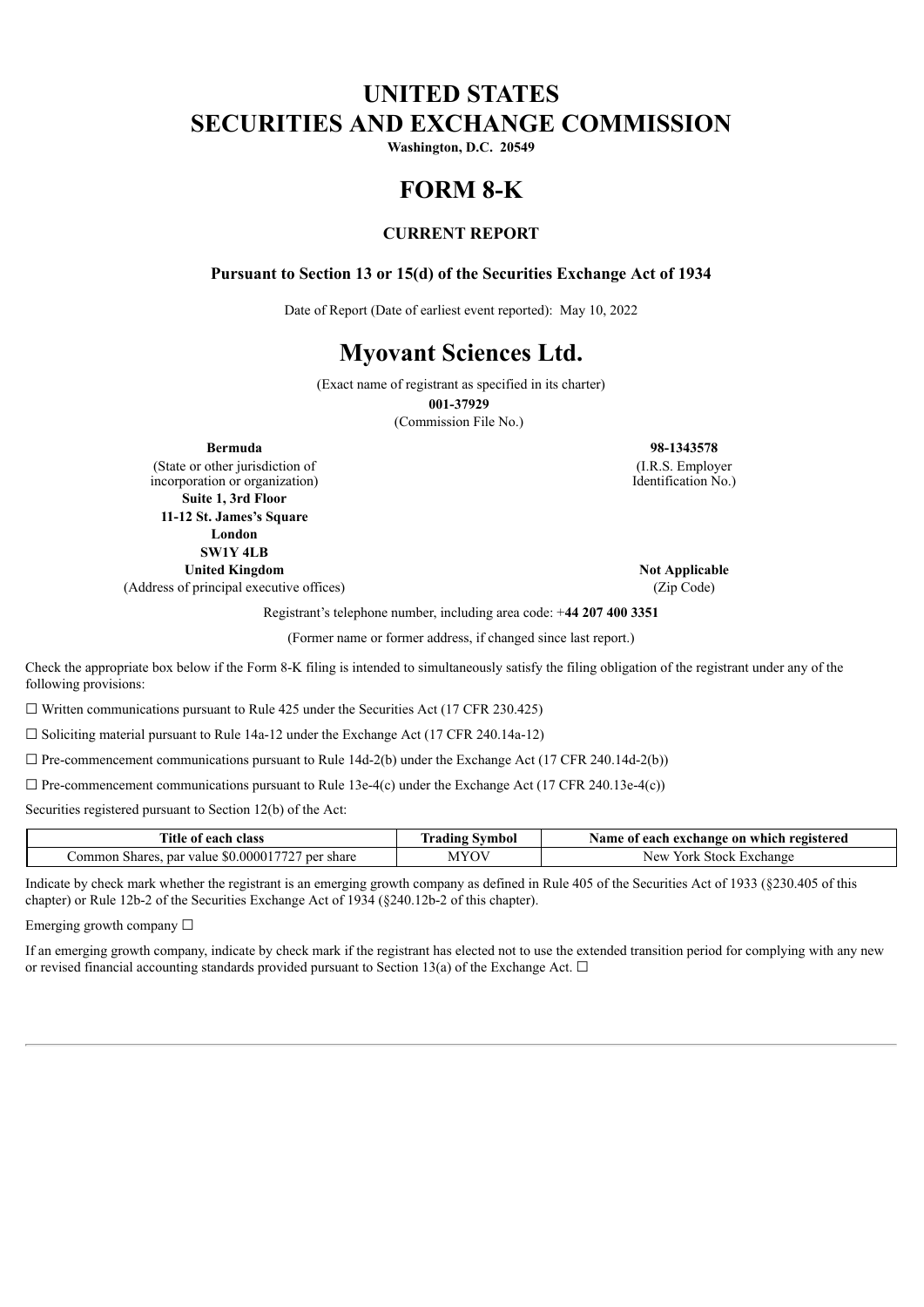# UNITED STATES
# SECURITIES AND EXCHANGE COMMISSION

**Washington, D.C. 20549**

# FORM 8-K

### CURRENT REPORT

#### Pursuant to Section 13 or 15(d) of the Securities Exchange Act of 1934

Date of Report (Date of earliest event reported): May 10, 2022

# Myovant Sciences Ltd.

(Exact name of registrant as specified in its charter)

**001-37929**

(Commission File No.)

| | |
|---|---|
| **Bermuda** | **98-1343578** |
| (State or other jurisdiction of incorporation or organization) | (I.R.S. Employer Identification No.) |
| **Suite 1, 3rd Floor**<br>**11-12 St. James's Square**<br>**London**<br>**SW1Y 4LB**<br>**United Kingdom** | **Not Applicable** |
| (Address of principal executive offices) | (Zip Code) |

Registrant's telephone number, including area code: +**44 207 400 3351**

(Former name or former address, if changed since last report.)

Check the appropriate box below if the Form 8-K filing is intended to simultaneously satisfy the filing obligation of the registrant under any of the following provisions:

☐ Written communications pursuant to Rule 425 under the Securities Act (17 CFR 230.425)

☐ Soliciting material pursuant to Rule 14a-12 under the Exchange Act (17 CFR 240.14a-12)

☐ Pre-commencement communications pursuant to Rule 14d-2(b) under the Exchange Act (17 CFR 240.14d-2(b))

☐ Pre-commencement communications pursuant to Rule 13e-4(c) under the Exchange Act (17 CFR 240.13e-4(c))

Securities registered pursuant to Section 12(b) of the Act:

| Title of each class | Trading Symbol | Name of each exchange on which registered |
|---|---|---|
| Common Shares, par value $0.000017727 per share | MYOV | New York Stock Exchange |

Indicate by check mark whether the registrant is an emerging growth company as defined in Rule 405 of the Securities Act of 1933 (§230.405 of this chapter) or Rule 12b-2 of the Securities Exchange Act of 1934 (§240.12b-2 of this chapter).

Emerging growth company ☐

If an emerging growth company, indicate by check mark if the registrant has elected not to use the extended transition period for complying with any new or revised financial accounting standards provided pursuant to Section 13(a) of the Exchange Act. ☐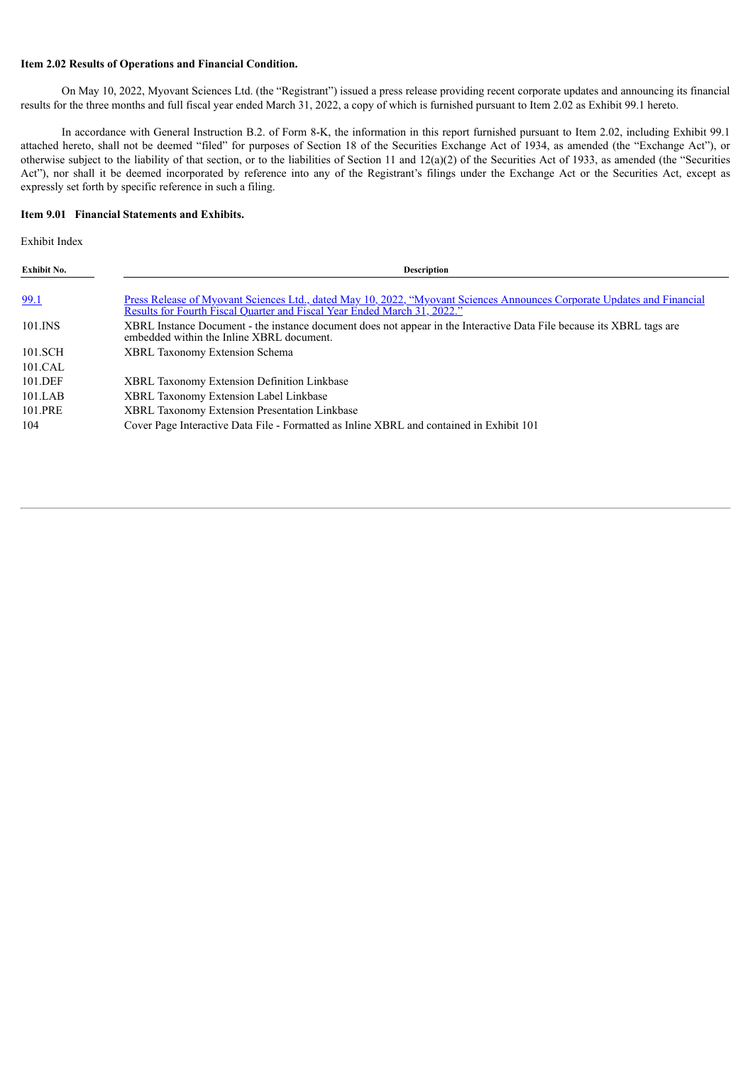**Item 2.02 Results of Operations and Financial Condition.**

On May 10, 2022, Myovant Sciences Ltd. (the "Registrant") issued a press release providing recent corporate updates and announcing its financial results for the three months and full fiscal year ended March 31, 2022, a copy of which is furnished pursuant to Item 2.02 as Exhibit 99.1 hereto.

In accordance with General Instruction B.2. of Form 8-K, the information in this report furnished pursuant to Item 2.02, including Exhibit 99.1 attached hereto, shall not be deemed "filed" for purposes of Section 18 of the Securities Exchange Act of 1934, as amended (the "Exchange Act"), or otherwise subject to the liability of that section, or to the liabilities of Section 11 and 12(a)(2) of the Securities Act of 1933, as amended (the "Securities Act"), nor shall it be deemed incorporated by reference into any of the Registrant's filings under the Exchange Act or the Securities Act, except as expressly set forth by specific reference in such a filing.

**Item 9.01 Financial Statements and Exhibits.**

Exhibit Index

| Exhibit No. | Description |
|---|---|
| 99.1 | Press Release of Myovant Sciences Ltd., dated May 10, 2022, "Myovant Sciences Announces Corporate Updates and Financial Results for Fourth Fiscal Quarter and Fiscal Year Ended March 31, 2022." |
| 101.INS | XBRL Instance Document - the instance document does not appear in the Interactive Data File because its XBRL tags are embedded within the Inline XBRL document. |
| 101.SCH | XBRL Taxonomy Extension Schema |
| 101.CAL | |
| 101.DEF | XBRL Taxonomy Extension Definition Linkbase |
| 101.LAB | XBRL Taxonomy Extension Label Linkbase |
| 101.PRE | XBRL Taxonomy Extension Presentation Linkbase |
| 104 | Cover Page Interactive Data File - Formatted as Inline XBRL and contained in Exhibit 101 |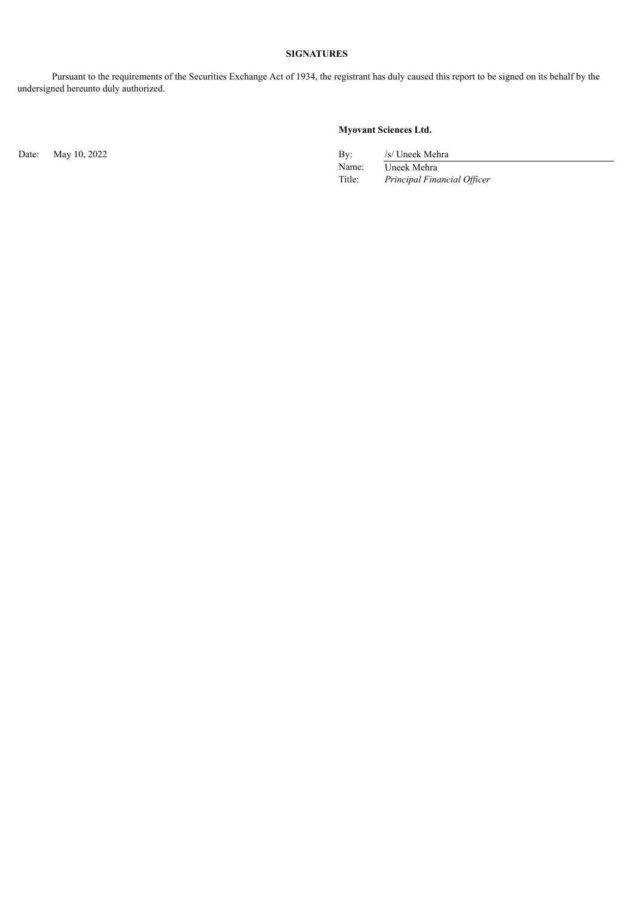**SIGNATURES**

Pursuant to the requirements of the Securities Exchange Act of 1934, the registrant has duly caused this report to be signed on its behalf by the undersigned hereunto duly authorized.

**Myovant Sciences Ltd.**

| | | | |
|---|---|---|---|
| Date: | May 10, 2022 | By: | /s/ Uneek Mehra |
| | | Name: | Uneek Mehra |
| | | Title: | *Principal Financial Officer* |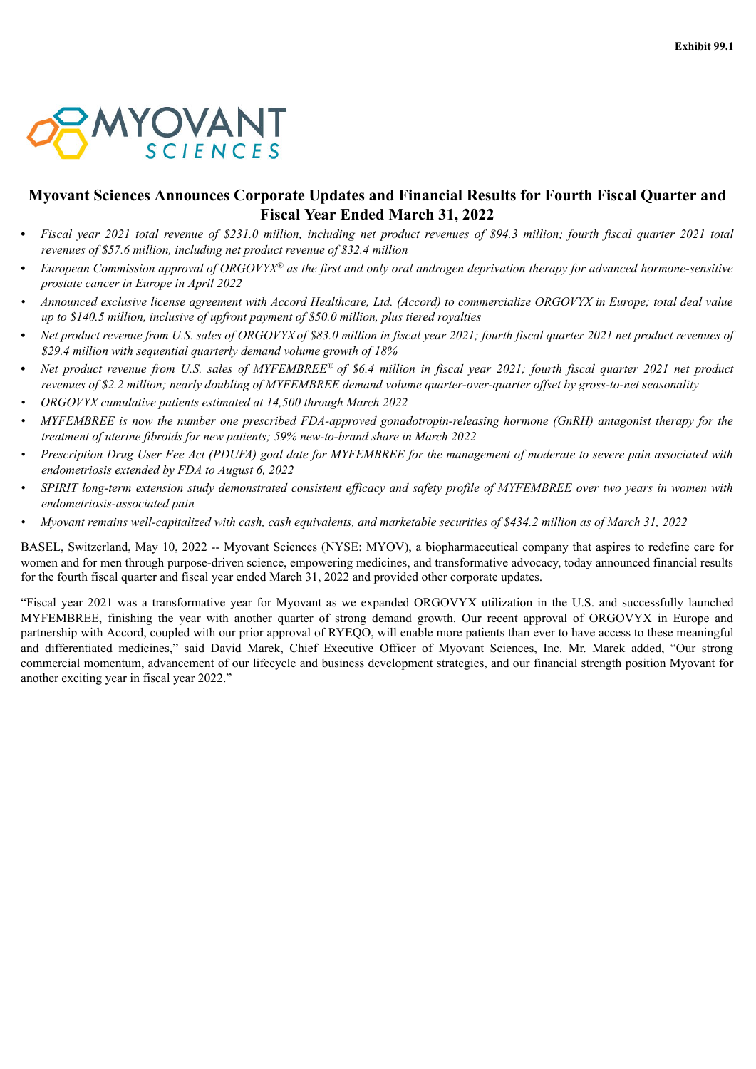Exhibit 99.1

# Myovant Sciences Announces Corporate Updates and Financial Results for Fourth Fiscal Quarter and Fiscal Year Ended March 31, 2022

- *Fiscal year 2021 total revenue of $231.0 million, including net product revenues of $94.3 million; fourth fiscal quarter 2021 total revenues of $57.6 million, including net product revenue of $32.4 million*
- *European Commission approval of ORGOVYX® as the first and only oral androgen deprivation therapy for advanced hormone-sensitive prostate cancer in Europe in April 2022*
- *Announced exclusive license agreement with Accord Healthcare, Ltd. (Accord) to commercialize ORGOVYX in Europe; total deal value up to $140.5 million, inclusive of upfront payment of $50.0 million, plus tiered royalties*
- *Net product revenue from U.S. sales of ORGOVYX of $83.0 million in fiscal year 2021; fourth fiscal quarter 2021 net product revenues of $29.4 million with sequential quarterly demand volume growth of 18%*
- *Net product revenue from U.S. sales of MYFEMBREE® of $6.4 million in fiscal year 2021; fourth fiscal quarter 2021 net product revenues of $2.2 million; nearly doubling of MYFEMBREE demand volume quarter-over-quarter offset by gross-to-net seasonality*
- *ORGOVYX cumulative patients estimated at 14,500 through March 2022*
- *MYFEMBREE is now the number one prescribed FDA-approved gonadotropin-releasing hormone (GnRH) antagonist therapy for the treatment of uterine fibroids for new patients; 59% new-to-brand share in March 2022*
- *Prescription Drug User Fee Act (PDUFA) goal date for MYFEMBREE for the management of moderate to severe pain associated with endometriosis extended by FDA to August 6, 2022*
- *SPIRIT long-term extension study demonstrated consistent efficacy and safety profile of MYFEMBREE over two years in women with endometriosis-associated pain*
- *Myovant remains well-capitalized with cash, cash equivalents, and marketable securities of $434.2 million as of March 31, 2022*

BASEL, Switzerland, May 10, 2022 -- Myovant Sciences (NYSE: MYOV), a biopharmaceutical company that aspires to redefine care for women and for men through purpose-driven science, empowering medicines, and transformative advocacy, today announced financial results for the fourth fiscal quarter and fiscal year ended March 31, 2022 and provided other corporate updates.

"Fiscal year 2021 was a transformative year for Myovant as we expanded ORGOVYX utilization in the U.S. and successfully launched MYFEMBREE, finishing the year with another quarter of strong demand growth. Our recent approval of ORGOVYX in Europe and partnership with Accord, coupled with our prior approval of RYEQO, will enable more patients than ever to have access to these meaningful and differentiated medicines," said David Marek, Chief Executive Officer of Myovant Sciences, Inc. Mr. Marek added, "Our strong commercial momentum, advancement of our lifecycle and business development strategies, and our financial strength position Myovant for another exciting year in fiscal year 2022."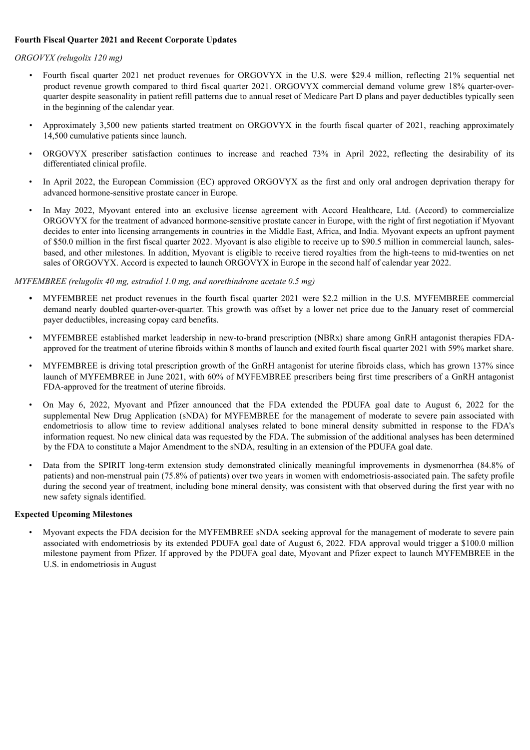**Fourth Fiscal Quarter 2021 and Recent Corporate Updates**

*ORGOVYX (relugolix 120 mg)*

- Fourth fiscal quarter 2021 net product revenues for ORGOVYX in the U.S. were $29.4 million, reflecting 21% sequential net product revenue growth compared to third fiscal quarter 2021. ORGOVYX commercial demand volume grew 18% quarter-over-quarter despite seasonality in patient refill patterns due to annual reset of Medicare Part D plans and payer deductibles typically seen in the beginning of the calendar year.
- Approximately 3,500 new patients started treatment on ORGOVYX in the fourth fiscal quarter of 2021, reaching approximately 14,500 cumulative patients since launch.
- ORGOVYX prescriber satisfaction continues to increase and reached 73% in April 2022, reflecting the desirability of its differentiated clinical profile.
- In April 2022, the European Commission (EC) approved ORGOVYX as the first and only oral androgen deprivation therapy for advanced hormone-sensitive prostate cancer in Europe.
- In May 2022, Myovant entered into an exclusive license agreement with Accord Healthcare, Ltd. (Accord) to commercialize ORGOVYX for the treatment of advanced hormone-sensitive prostate cancer in Europe, with the right of first negotiation if Myovant decides to enter into licensing arrangements in countries in the Middle East, Africa, and India. Myovant expects an upfront payment of $50.0 million in the first fiscal quarter 2022. Myovant is also eligible to receive up to $90.5 million in commercial launch, sales-based, and other milestones. In addition, Myovant is eligible to receive tiered royalties from the high-teens to mid-twenties on net sales of ORGOVYX. Accord is expected to launch ORGOVYX in Europe in the second half of calendar year 2022.

*MYFEMBREE (relugolix 40 mg, estradiol 1.0 mg, and norethindrone acetate 0.5 mg)*

- MYFEMBREE net product revenues in the fourth fiscal quarter 2021 were $2.2 million in the U.S. MYFEMBREE commercial demand nearly doubled quarter-over-quarter. This growth was offset by a lower net price due to the January reset of commercial payer deductibles, increasing copay card benefits.
- MYFEMBREE established market leadership in new-to-brand prescription (NBRx) share among GnRH antagonist therapies FDA-approved for the treatment of uterine fibroids within 8 months of launch and exited fourth fiscal quarter 2021 with 59% market share.
- MYFEMBREE is driving total prescription growth of the GnRH antagonist for uterine fibroids class, which has grown 137% since launch of MYFEMBREE in June 2021, with 60% of MYFEMBREE prescribers being first time prescribers of a GnRH antagonist FDA-approved for the treatment of uterine fibroids.
- On May 6, 2022, Myovant and Pfizer announced that the FDA extended the PDUFA goal date to August 6, 2022 for the supplemental New Drug Application (sNDA) for MYFEMBREE for the management of moderate to severe pain associated with endometriosis to allow time to review additional analyses related to bone mineral density submitted in response to the FDA's information request. No new clinical data was requested by the FDA. The submission of the additional analyses has been determined by the FDA to constitute a Major Amendment to the sNDA, resulting in an extension of the PDUFA goal date.
- Data from the SPIRIT long-term extension study demonstrated clinically meaningful improvements in dysmenorrhea (84.8% of patients) and non-menstrual pain (75.8% of patients) over two years in women with endometriosis-associated pain. The safety profile during the second year of treatment, including bone mineral density, was consistent with that observed during the first year with no new safety signals identified.

**Expected Upcoming Milestones**

- Myovant expects the FDA decision for the MYFEMBREE sNDA seeking approval for the management of moderate to severe pain associated with endometriosis by its extended PDUFA goal date of August 6, 2022. FDA approval would trigger a $100.0 million milestone payment from Pfizer. If approved by the PDUFA goal date, Myovant and Pfizer expect to launch MYFEMBREE in the U.S. in endometriosis in August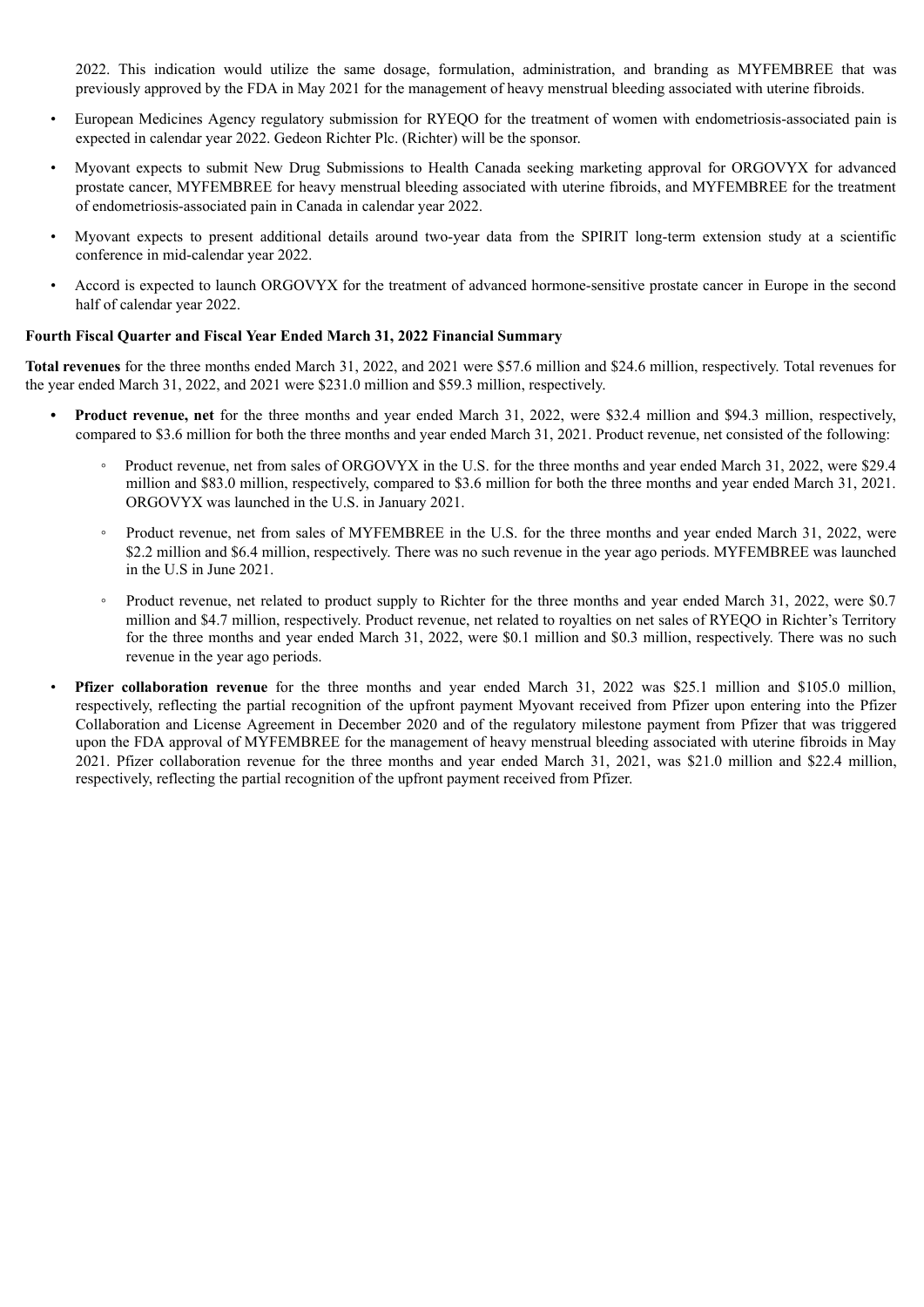2022. This indication would utilize the same dosage, formulation, administration, and branding as MYFEMBREE that was previously approved by the FDA in May 2021 for the management of heavy menstrual bleeding associated with uterine fibroids.

- European Medicines Agency regulatory submission for RYEQO for the treatment of women with endometriosis-associated pain is expected in calendar year 2022. Gedeon Richter Plc. (Richter) will be the sponsor.
- Myovant expects to submit New Drug Submissions to Health Canada seeking marketing approval for ORGOVYX for advanced prostate cancer, MYFEMBREE for heavy menstrual bleeding associated with uterine fibroids, and MYFEMBREE for the treatment of endometriosis-associated pain in Canada in calendar year 2022.
- Myovant expects to present additional details around two-year data from the SPIRIT long-term extension study at a scientific conference in mid-calendar year 2022.
- Accord is expected to launch ORGOVYX for the treatment of advanced hormone-sensitive prostate cancer in Europe in the second half of calendar year 2022.

**Fourth Fiscal Quarter and Fiscal Year Ended March 31, 2022 Financial Summary**

**Total revenues** for the three months ended March 31, 2022, and 2021 were $57.6 million and $24.6 million, respectively. Total revenues for the year ended March 31, 2022, and 2021 were $231.0 million and $59.3 million, respectively.

- **Product revenue, net** for the three months and year ended March 31, 2022, were $32.4 million and $94.3 million, respectively, compared to $3.6 million for both the three months and year ended March 31, 2021. Product revenue, net consisted of the following:
  - Product revenue, net from sales of ORGOVYX in the U.S. for the three months and year ended March 31, 2022, were $29.4 million and $83.0 million, respectively, compared to $3.6 million for both the three months and year ended March 31, 2021. ORGOVYX was launched in the U.S. in January 2021.
  - Product revenue, net from sales of MYFEMBREE in the U.S. for the three months and year ended March 31, 2022, were $2.2 million and $6.4 million, respectively. There was no such revenue in the year ago periods. MYFEMBREE was launched in the U.S in June 2021.
  - Product revenue, net related to product supply to Richter for the three months and year ended March 31, 2022, were $0.7 million and $4.7 million, respectively. Product revenue, net related to royalties on net sales of RYEQO in Richter's Territory for the three months and year ended March 31, 2022, were $0.1 million and $0.3 million, respectively. There was no such revenue in the year ago periods.
- **Pfizer collaboration revenue** for the three months and year ended March 31, 2022 was $25.1 million and $105.0 million, respectively, reflecting the partial recognition of the upfront payment Myovant received from Pfizer upon entering into the Pfizer Collaboration and License Agreement in December 2020 and of the regulatory milestone payment from Pfizer that was triggered upon the FDA approval of MYFEMBREE for the management of heavy menstrual bleeding associated with uterine fibroids in May 2021. Pfizer collaboration revenue for the three months and year ended March 31, 2021, was $21.0 million and $22.4 million, respectively, reflecting the partial recognition of the upfront payment received from Pfizer.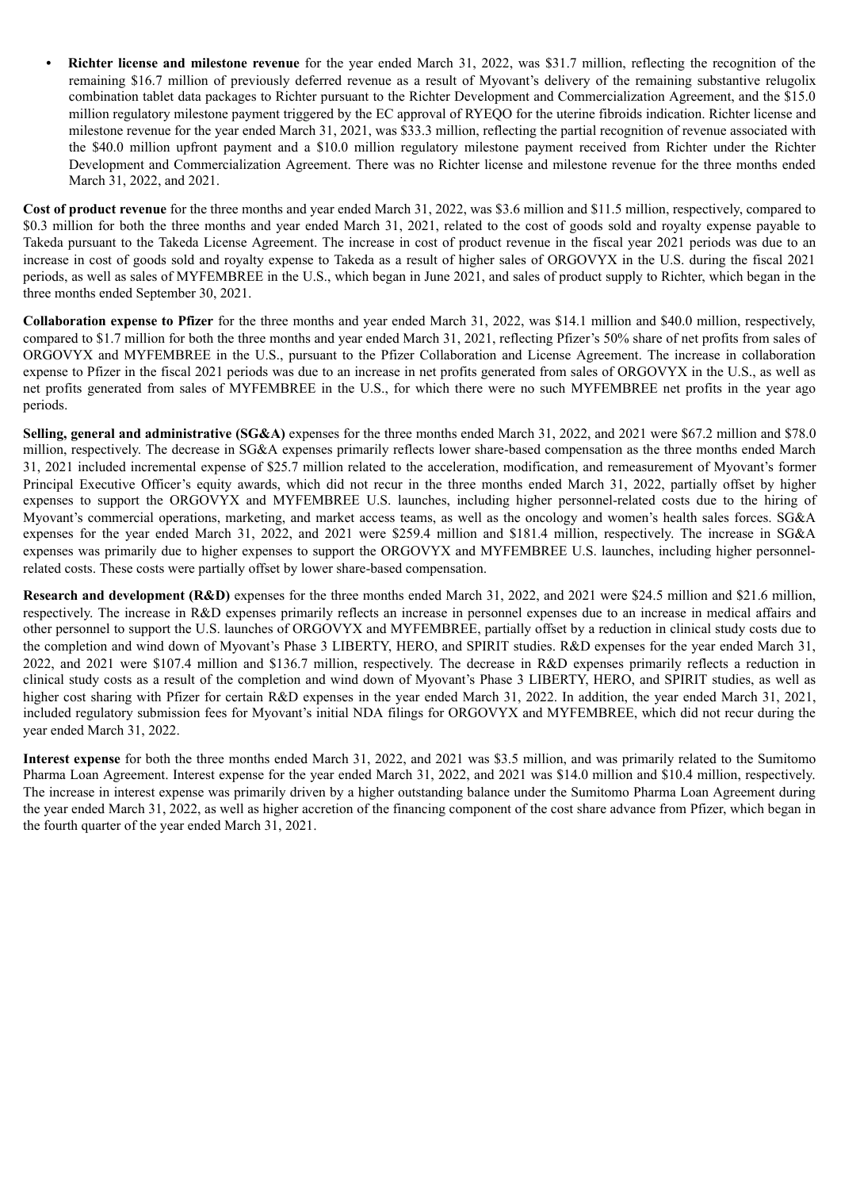- **Richter license and milestone revenue** for the year ended March 31, 2022, was $31.7 million, reflecting the recognition of the remaining $16.7 million of previously deferred revenue as a result of Myovant's delivery of the remaining substantive relugolix combination tablet data packages to Richter pursuant to the Richter Development and Commercialization Agreement, and the $15.0 million regulatory milestone payment triggered by the EC approval of RYEQO for the uterine fibroids indication. Richter license and milestone revenue for the year ended March 31, 2021, was $33.3 million, reflecting the partial recognition of revenue associated with the $40.0 million upfront payment and a $10.0 million regulatory milestone payment received from Richter under the Richter Development and Commercialization Agreement. There was no Richter license and milestone revenue for the three months ended March 31, 2022, and 2021.

**Cost of product revenue** for the three months and year ended March 31, 2022, was $3.6 million and $11.5 million, respectively, compared to $0.3 million for both the three months and year ended March 31, 2021, related to the cost of goods sold and royalty expense payable to Takeda pursuant to the Takeda License Agreement. The increase in cost of product revenue in the fiscal year 2021 periods was due to an increase in cost of goods sold and royalty expense to Takeda as a result of higher sales of ORGOVYX in the U.S. during the fiscal 2021 periods, as well as sales of MYFEMBREE in the U.S., which began in June 2021, and sales of product supply to Richter, which began in the three months ended September 30, 2021.

**Collaboration expense to Pfizer** for the three months and year ended March 31, 2022, was $14.1 million and $40.0 million, respectively, compared to $1.7 million for both the three months and year ended March 31, 2021, reflecting Pfizer's 50% share of net profits from sales of ORGOVYX and MYFEMBREE in the U.S., pursuant to the Pfizer Collaboration and License Agreement. The increase in collaboration expense to Pfizer in the fiscal 2021 periods was due to an increase in net profits generated from sales of ORGOVYX in the U.S., as well as net profits generated from sales of MYFEMBREE in the U.S., for which there were no such MYFEMBREE net profits in the year ago periods.

**Selling, general and administrative (SG&A)** expenses for the three months ended March 31, 2022, and 2021 were $67.2 million and $78.0 million, respectively. The decrease in SG&A expenses primarily reflects lower share-based compensation as the three months ended March 31, 2021 included incremental expense of $25.7 million related to the acceleration, modification, and remeasurement of Myovant's former Principal Executive Officer's equity awards, which did not recur in the three months ended March 31, 2022, partially offset by higher expenses to support the ORGOVYX and MYFEMBREE U.S. launches, including higher personnel-related costs due to the hiring of Myovant's commercial operations, marketing, and market access teams, as well as the oncology and women's health sales forces. SG&A expenses for the year ended March 31, 2022, and 2021 were $259.4 million and $181.4 million, respectively. The increase in SG&A expenses was primarily due to higher expenses to support the ORGOVYX and MYFEMBREE U.S. launches, including higher personnel-related costs. These costs were partially offset by lower share-based compensation.

**Research and development (R&D)** expenses for the three months ended March 31, 2022, and 2021 were $24.5 million and $21.6 million, respectively. The increase in R&D expenses primarily reflects an increase in personnel expenses due to an increase in medical affairs and other personnel to support the U.S. launches of ORGOVYX and MYFEMBREE, partially offset by a reduction in clinical study costs due to the completion and wind down of Myovant's Phase 3 LIBERTY, HERO, and SPIRIT studies. R&D expenses for the year ended March 31, 2022, and 2021 were $107.4 million and $136.7 million, respectively. The decrease in R&D expenses primarily reflects a reduction in clinical study costs as a result of the completion and wind down of Myovant's Phase 3 LIBERTY, HERO, and SPIRIT studies, as well as higher cost sharing with Pfizer for certain R&D expenses in the year ended March 31, 2022. In addition, the year ended March 31, 2021, included regulatory submission fees for Myovant's initial NDA filings for ORGOVYX and MYFEMBREE, which did not recur during the year ended March 31, 2022.

**Interest expense** for both the three months ended March 31, 2022, and 2021 was $3.5 million, and was primarily related to the Sumitomo Pharma Loan Agreement. Interest expense for the year ended March 31, 2022, and 2021 was $14.0 million and $10.4 million, respectively. The increase in interest expense was primarily driven by a higher outstanding balance under the Sumitomo Pharma Loan Agreement during the year ended March 31, 2022, as well as higher accretion of the financing component of the cost share advance from Pfizer, which began in the fourth quarter of the year ended March 31, 2021.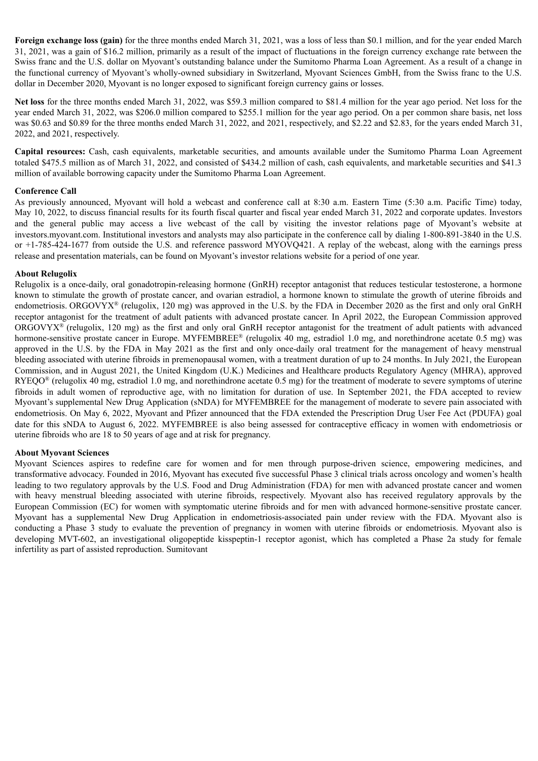**Foreign exchange loss (gain)** for the three months ended March 31, 2021, was a loss of less than $0.1 million, and for the year ended March 31, 2021, was a gain of $16.2 million, primarily as a result of the impact of fluctuations in the foreign currency exchange rate between the Swiss franc and the U.S. dollar on Myovant's outstanding balance under the Sumitomo Pharma Loan Agreement. As a result of a change in the functional currency of Myovant's wholly-owned subsidiary in Switzerland, Myovant Sciences GmbH, from the Swiss franc to the U.S. dollar in December 2020, Myovant is no longer exposed to significant foreign currency gains or losses.

**Net loss** for the three months ended March 31, 2022, was $59.3 million compared to $81.4 million for the year ago period. Net loss for the year ended March 31, 2022, was $206.0 million compared to $255.1 million for the year ago period. On a per common share basis, net loss was $0.63 and $0.89 for the three months ended March 31, 2022, and 2021, respectively, and $2.22 and $2.83, for the years ended March 31, 2022, and 2021, respectively.

**Capital resources:** Cash, cash equivalents, marketable securities, and amounts available under the Sumitomo Pharma Loan Agreement totaled $475.5 million as of March 31, 2022, and consisted of $434.2 million of cash, cash equivalents, and marketable securities and $41.3 million of available borrowing capacity under the Sumitomo Pharma Loan Agreement.

**Conference Call**

As previously announced, Myovant will hold a webcast and conference call at 8:30 a.m. Eastern Time (5:30 a.m. Pacific Time) today, May 10, 2022, to discuss financial results for its fourth fiscal quarter and fiscal year ended March 31, 2022 and corporate updates. Investors and the general public may access a live webcast of the call by visiting the investor relations page of Myovant's website at investors.myovant.com. Institutional investors and analysts may also participate in the conference call by dialing 1-800-891-3840 in the U.S. or +1-785-424-1677 from outside the U.S. and reference password MYOVQ421. A replay of the webcast, along with the earnings press release and presentation materials, can be found on Myovant's investor relations website for a period of one year.

**About Relugolix**

Relugolix is a once-daily, oral gonadotropin-releasing hormone (GnRH) receptor antagonist that reduces testicular testosterone, a hormone known to stimulate the growth of prostate cancer, and ovarian estradiol, a hormone known to stimulate the growth of uterine fibroids and endometriosis. ORGOVYX® (relugolix, 120 mg) was approved in the U.S. by the FDA in December 2020 as the first and only oral GnRH receptor antagonist for the treatment of adult patients with advanced prostate cancer. In April 2022, the European Commission approved ORGOVYX® (relugolix, 120 mg) as the first and only oral GnRH receptor antagonist for the treatment of adult patients with advanced hormone-sensitive prostate cancer in Europe. MYFEMBREE® (relugolix 40 mg, estradiol 1.0 mg, and norethindrone acetate 0.5 mg) was approved in the U.S. by the FDA in May 2021 as the first and only once-daily oral treatment for the management of heavy menstrual bleeding associated with uterine fibroids in premenopausal women, with a treatment duration of up to 24 months. In July 2021, the European Commission, and in August 2021, the United Kingdom (U.K.) Medicines and Healthcare products Regulatory Agency (MHRA), approved RYEQO® (relugolix 40 mg, estradiol 1.0 mg, and norethindrone acetate 0.5 mg) for the treatment of moderate to severe symptoms of uterine fibroids in adult women of reproductive age, with no limitation for duration of use. In September 2021, the FDA accepted to review Myovant's supplemental New Drug Application (sNDA) for MYFEMBREE for the management of moderate to severe pain associated with endometriosis. On May 6, 2022, Myovant and Pfizer announced that the FDA extended the Prescription Drug User Fee Act (PDUFA) goal date for this sNDA to August 6, 2022. MYFEMBREE is also being assessed for contraceptive efficacy in women with endometriosis or uterine fibroids who are 18 to 50 years of age and at risk for pregnancy.

**About Myovant Sciences**

Myovant Sciences aspires to redefine care for women and for men through purpose-driven science, empowering medicines, and transformative advocacy. Founded in 2016, Myovant has executed five successful Phase 3 clinical trials across oncology and women's health leading to two regulatory approvals by the U.S. Food and Drug Administration (FDA) for men with advanced prostate cancer and women with heavy menstrual bleeding associated with uterine fibroids, respectively. Myovant also has received regulatory approvals by the European Commission (EC) for women with symptomatic uterine fibroids and for men with advanced hormone-sensitive prostate cancer. Myovant has a supplemental New Drug Application in endometriosis-associated pain under review with the FDA. Myovant also is conducting a Phase 3 study to evaluate the prevention of pregnancy in women with uterine fibroids or endometriosis. Myovant also is developing MVT-602, an investigational oligopeptide kisspeptin-1 receptor agonist, which has completed a Phase 2a study for female infertility as part of assisted reproduction. Sumitovant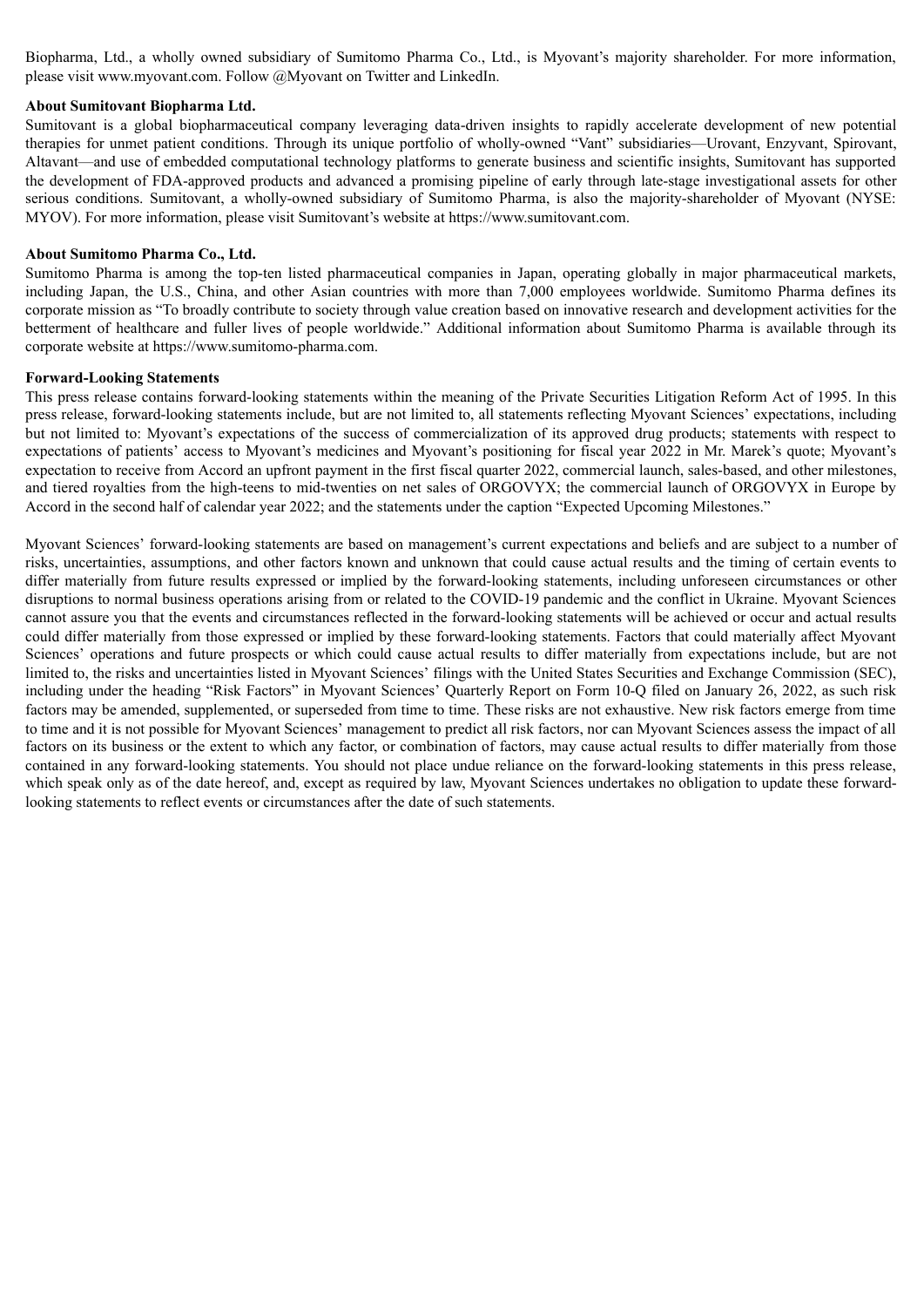Biopharma, Ltd., a wholly owned subsidiary of Sumitomo Pharma Co., Ltd., is Myovant's majority shareholder. For more information, please visit www.myovant.com. Follow @Myovant on Twitter and LinkedIn.

**About Sumitovant Biopharma Ltd.**

Sumitovant is a global biopharmaceutical company leveraging data-driven insights to rapidly accelerate development of new potential therapies for unmet patient conditions. Through its unique portfolio of wholly-owned "Vant" subsidiaries—Urovant, Enzyvant, Spirovant, Altavant—and use of embedded computational technology platforms to generate business and scientific insights, Sumitovant has supported the development of FDA-approved products and advanced a promising pipeline of early through late-stage investigational assets for other serious conditions. Sumitovant, a wholly-owned subsidiary of Sumitomo Pharma, is also the majority-shareholder of Myovant (NYSE: MYOV). For more information, please visit Sumitovant's website at https://www.sumitovant.com.

**About Sumitomo Pharma Co., Ltd.**

Sumitomo Pharma is among the top-ten listed pharmaceutical companies in Japan, operating globally in major pharmaceutical markets, including Japan, the U.S., China, and other Asian countries with more than 7,000 employees worldwide. Sumitomo Pharma defines its corporate mission as "To broadly contribute to society through value creation based on innovative research and development activities for the betterment of healthcare and fuller lives of people worldwide." Additional information about Sumitomo Pharma is available through its corporate website at https://www.sumitomo-pharma.com.

**Forward-Looking Statements**

This press release contains forward-looking statements within the meaning of the Private Securities Litigation Reform Act of 1995. In this press release, forward-looking statements include, but are not limited to, all statements reflecting Myovant Sciences' expectations, including but not limited to: Myovant's expectations of the success of commercialization of its approved drug products; statements with respect to expectations of patients' access to Myovant's medicines and Myovant's positioning for fiscal year 2022 in Mr. Marek's quote; Myovant's expectation to receive from Accord an upfront payment in the first fiscal quarter 2022, commercial launch, sales-based, and other milestones, and tiered royalties from the high-teens to mid-twenties on net sales of ORGOVYX; the commercial launch of ORGOVYX in Europe by Accord in the second half of calendar year 2022; and the statements under the caption "Expected Upcoming Milestones."

Myovant Sciences' forward-looking statements are based on management's current expectations and beliefs and are subject to a number of risks, uncertainties, assumptions, and other factors known and unknown that could cause actual results and the timing of certain events to differ materially from future results expressed or implied by the forward-looking statements, including unforeseen circumstances or other disruptions to normal business operations arising from or related to the COVID-19 pandemic and the conflict in Ukraine. Myovant Sciences cannot assure you that the events and circumstances reflected in the forward-looking statements will be achieved or occur and actual results could differ materially from those expressed or implied by these forward-looking statements. Factors that could materially affect Myovant Sciences' operations and future prospects or which could cause actual results to differ materially from expectations include, but are not limited to, the risks and uncertainties listed in Myovant Sciences' filings with the United States Securities and Exchange Commission (SEC), including under the heading "Risk Factors" in Myovant Sciences' Quarterly Report on Form 10-Q filed on January 26, 2022, as such risk factors may be amended, supplemented, or superseded from time to time. These risks are not exhaustive. New risk factors emerge from time to time and it is not possible for Myovant Sciences' management to predict all risk factors, nor can Myovant Sciences assess the impact of all factors on its business or the extent to which any factor, or combination of factors, may cause actual results to differ materially from those contained in any forward-looking statements. You should not place undue reliance on the forward-looking statements in this press release, which speak only as of the date hereof, and, except as required by law, Myovant Sciences undertakes no obligation to update these forward-looking statements to reflect events or circumstances after the date of such statements.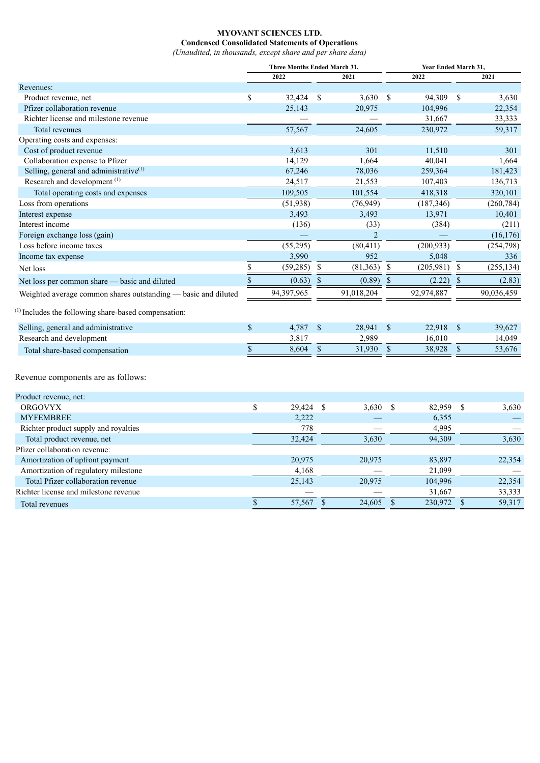**MYOVANT SCIENCES LTD.**
**Condensed Consolidated Statements of Operations**
*(Unaudited, in thousands, except share and per share data)*

| | Three Months Ended March 31, | | Year Ended March 31, | |
|---|---|---|---|---|
| | 2022 | 2021 | 2022 | 2021 |
| Revenues: | | | | |
| Product revenue, net | $ 32,424 | $ 3,630 | $ 94,309 | $ 3,630 |
| Pfizer collaboration revenue | 25,143 | 20,975 | 104,996 | 22,354 |
| Richter license and milestone revenue | — | — | 31,667 | 33,333 |
| Total revenues | 57,567 | 24,605 | 230,972 | 59,317 |
| Operating costs and expenses: | | | | |
| Cost of product revenue | 3,613 | 301 | 11,510 | 301 |
| Collaboration expense to Pfizer | 14,129 | 1,664 | 40,041 | 1,664 |
| Selling, general and administrative[(1)] | 67,246 | 78,036 | 259,364 | 181,423 |
| Research and development [(1)] | 24,517 | 21,553 | 107,403 | 136,713 |
| Total operating costs and expenses | 109,505 | 101,554 | 418,318 | 320,101 |
| Loss from operations | (51,938) | (76,949) | (187,346) | (260,784) |
| Interest expense | 3,493 | 3,493 | 13,971 | 10,401 |
| Interest income | (136) | (33) | (384) | (211) |
| Foreign exchange loss (gain) | — | 2 | — | (16,176) |
| Loss before income taxes | (55,295) | (80,411) | (200,933) | (254,798) |
| Income tax expense | 3,990 | 952 | 5,048 | 336 |
| Net loss | $ (59,285) | $ (81,363) | $ (205,981) | $ (255,134) |
| Net loss per common share — basic and diluted | $ (0.63) | $ (0.89) | $ (2.22) | $ (2.83) |
| Weighted average common shares outstanding — basic and diluted | 94,397,965 | 91,018,204 | 92,974,887 | 90,036,459 |

[(1)] Includes the following share-based compensation:

| | | | | |
|---|---|---|---|---|
| Selling, general and administrative | $ 4,787 | $ 28,941 | $ 22,918 | $ 39,627 |
| Research and development | 3,817 | 2,989 | 16,010 | 14,049 |
| Total share-based compensation | $ 8,604 | $ 31,930 | $ 38,928 | $ 53,676 |

Revenue components are as follows:

| | | | | |
|---|---|---|---|---|
| Product revenue, net: | | | | |
| ORGOVYX | $ 29,424 | $ 3,630 | $ 82,959 | $ 3,630 |
| MYFEMBREE | 2,222 | — | 6,355 | — |
| Richter product supply and royalties | 778 | — | 4,995 | — |
| Total product revenue, net | 32,424 | 3,630 | 94,309 | 3,630 |
| Pfizer collaboration revenue: | | | | |
| Amortization of upfront payment | 20,975 | 20,975 | 83,897 | 22,354 |
| Amortization of regulatory milestone | 4,168 | — | 21,099 | — |
| Total Pfizer collaboration revenue | 25,143 | 20,975 | 104,996 | 22,354 |
| Richter license and milestone revenue | — | — | 31,667 | 33,333 |
| Total revenues | $ 57,567 | $ 24,605 | $ 230,972 | $ 59,317 |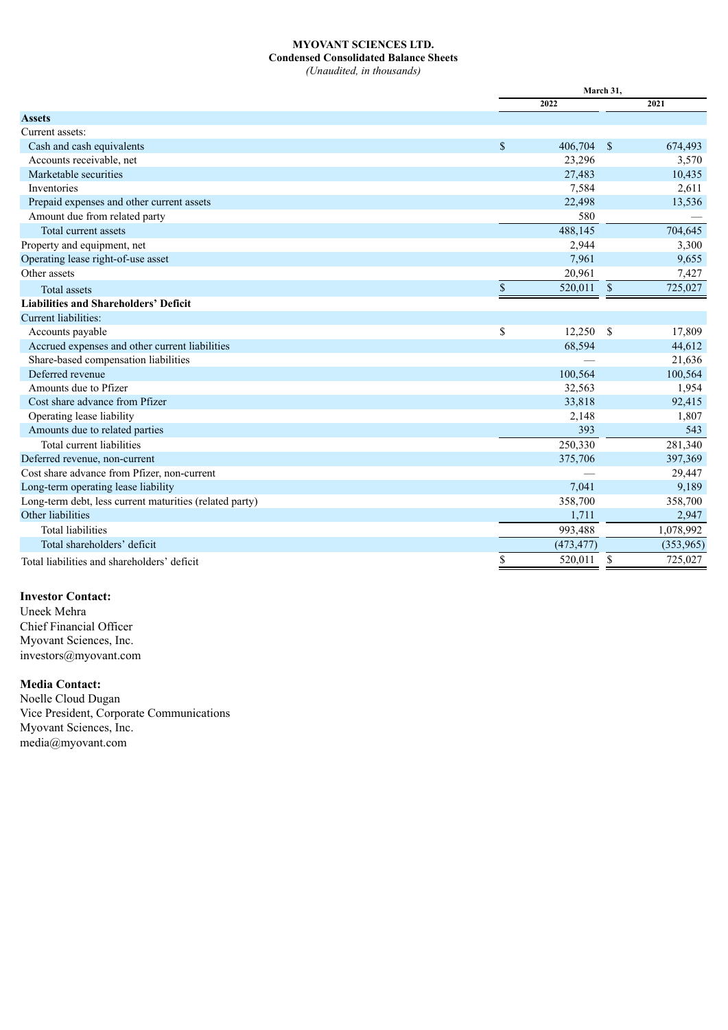**MYOVANT SCIENCES LTD.**
**Condensed Consolidated Balance Sheets**
*(Unaudited, in thousands)*

| | March 31, 2022 | March 31, 2021 |
|---|---|---|
| **Assets** | | |
| Current assets: | | |
| Cash and cash equivalents | $ 406,704 | $ 674,493 |
| Accounts receivable, net | 23,296 | 3,570 |
| Marketable securities | 27,483 | 10,435 |
| Inventories | 7,584 | 2,611 |
| Prepaid expenses and other current assets | 22,498 | 13,536 |
| Amount due from related party | 580 | — |
| Total current assets | 488,145 | 704,645 |
| Property and equipment, net | 2,944 | 3,300 |
| Operating lease right-of-use asset | 7,961 | 9,655 |
| Other assets | 20,961 | 7,427 |
| Total assets | $ 520,011 | $ 725,027 |
| **Liabilities and Shareholders' Deficit** | | |
| Current liabilities: | | |
| Accounts payable | $ 12,250 | $ 17,809 |
| Accrued expenses and other current liabilities | 68,594 | 44,612 |
| Share-based compensation liabilities | — | 21,636 |
| Deferred revenue | 100,564 | 100,564 |
| Amounts due to Pfizer | 32,563 | 1,954 |
| Cost share advance from Pfizer | 33,818 | 92,415 |
| Operating lease liability | 2,148 | 1,807 |
| Amounts due to related parties | 393 | 543 |
| Total current liabilities | 250,330 | 281,340 |
| Deferred revenue, non-current | 375,706 | 397,369 |
| Cost share advance from Pfizer, non-current | — | 29,447 |
| Long-term operating lease liability | 7,041 | 9,189 |
| Long-term debt, less current maturities (related party) | 358,700 | 358,700 |
| Other liabilities | 1,711 | 2,947 |
| Total liabilities | 993,488 | 1,078,992 |
| Total shareholders' deficit | (473,477) | (353,965) |
| Total liabilities and shareholders' deficit | $ 520,011 | $ 725,027 |

**Investor Contact:**
Uneek Mehra
Chief Financial Officer
Myovant Sciences, Inc.
investors@myovant.com

**Media Contact:**
Noelle Cloud Dugan
Vice President, Corporate Communications
Myovant Sciences, Inc.
media@myovant.com